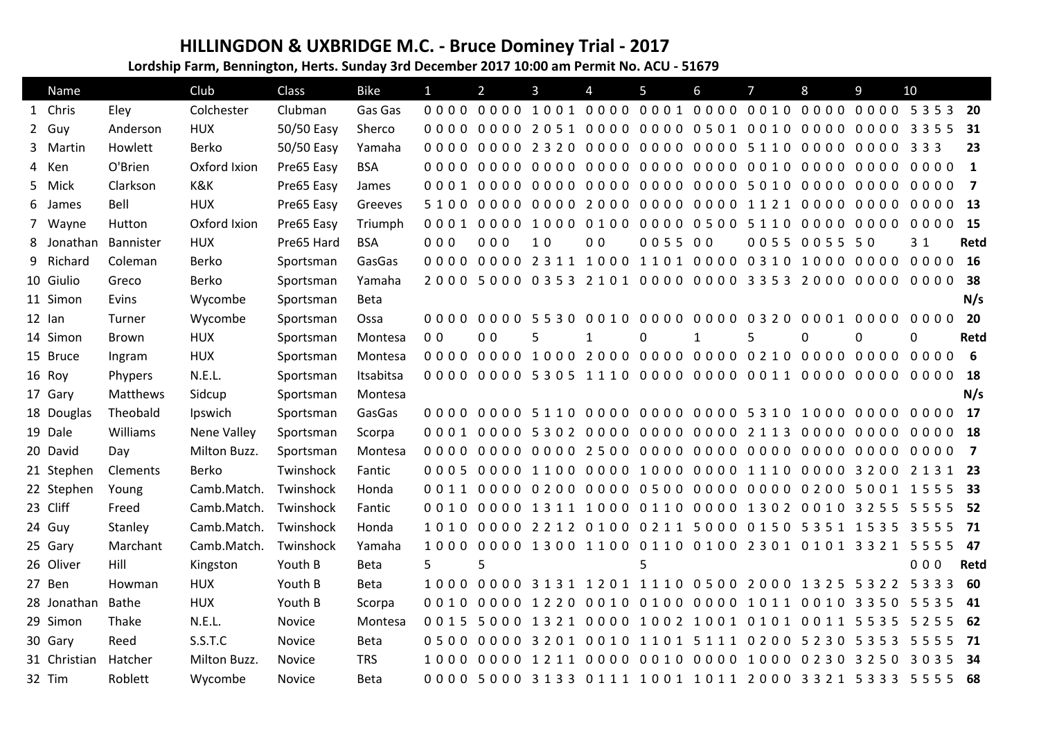## HILLINGDON & UXBRIDGE M.C. - Bruce Dominey Trial - 2017

**Lordship Farm, Bennington, Herts. Sunday 3rd December 2017 10:00 am Permit No. ACU - 51679**

| | Name | | Club | Class | Bike | 1 | 2 | 3 | 4 | 5 | 6 | 7 | 8 | 9 | 10 | |
|---|---|---|---|---|---|---|---|---|---|---|---|---|---|---|---|---|
| 1 | Chris | Eley | Colchester | Clubman | Gas Gas | 0 0 0 0 | 0 0 0 0 | 1 0 0 1 | 0 0 0 0 | 0 0 0 1 | 0 0 0 0 | 0 0 1 0 | 0 0 0 0 | 0 0 0 0 | 5 3 5 3 | **20** |
| 2 | Guy | Anderson | HUX | 50/50 Easy | Sherco | 0 0 0 0 | 0 0 0 0 | 2 0 5 1 | 0 0 0 0 | 0 0 0 0 | 0 5 0 1 | 0 0 1 0 | 0 0 0 0 | 0 0 0 0 | 3 3 5 5 | **31** |
| 3 | Martin | Howlett | Berko | 50/50 Easy | Yamaha | 0 0 0 0 | 0 0 0 0 | 2 3 2 0 | 0 0 0 0 | 0 0 0 0 | 0 0 0 0 | 5 1 1 0 | 0 0 0 0 | 0 0 0 0 | 3 3 3 | **23** |
| 4 | Ken | O'Brien | Oxford Ixion | Pre65 Easy | BSA | 0 0 0 0 | 0 0 0 0 | 0 0 0 0 | 0 0 0 0 | 0 0 0 0 | 0 0 0 0 | 0 0 1 0 | 0 0 0 0 | 0 0 0 0 | 0 0 0 0 | **1** |
| 5 | Mick | Clarkson | K&K | Pre65 Easy | James | 0 0 0 1 | 0 0 0 0 | 0 0 0 0 | 0 0 0 0 | 0 0 0 0 | 0 0 0 0 | 5 0 1 0 | 0 0 0 0 | 0 0 0 0 | 0 0 0 0 | **7** |
| 6 | James | Bell | HUX | Pre65 Easy | Greeves | 5 1 0 0 | 0 0 0 0 | 0 0 0 0 | 2 0 0 0 | 0 0 0 0 | 0 0 0 0 | 1 1 2 1 | 0 0 0 0 | 0 0 0 0 | 0 0 0 0 | **13** |
| 7 | Wayne | Hutton | Oxford Ixion | Pre65 Easy | Triumph | 0 0 0 1 | 0 0 0 0 | 1 0 0 0 | 0 1 0 0 | 0 0 0 0 | 0 5 0 0 | 5 1 1 0 | 0 0 0 0 | 0 0 0 0 | 0 0 0 0 | **15** |
| 8 | Jonathan | Bannister | HUX | Pre65 Hard | BSA | 0 0 0 | 0 0 0 | 1 0 | 0 0 | 0 0 5 5 | 0 0 | 0 0 5 5 | 0 0 5 5 | 5 0 | 3 1 | **Retd** |
| 9 | Richard | Coleman | Berko | Sportsman | GasGas | 0 0 0 0 | 0 0 0 0 | 2 3 1 1 | 1 0 0 0 | 1 1 0 1 | 0 0 0 0 | 0 3 1 0 | 1 0 0 0 | 0 0 0 0 | 0 0 0 0 | **16** |
| 10 | Giulio | Greco | Berko | Sportsman | Yamaha | 2 0 0 0 | 5 0 0 0 | 0 3 5 3 | 2 1 0 1 | 0 0 0 0 | 0 0 0 0 | 3 3 5 3 | 2 0 0 0 | 0 0 0 0 | 0 0 0 0 | **38** |
| 11 | Simon | Evins | Wycombe | Sportsman | Beta | | | | | | | | | | | **N/s** |
| 12 | Ian | Turner | Wycombe | Sportsman | Ossa | 0 0 0 0 | 0 0 0 0 | 5 5 3 0 | 0 0 1 0 | 0 0 0 0 | 0 0 0 0 | 0 3 2 0 | 0 0 0 1 | 0 0 0 0 | 0 0 0 0 | **20** |
| 14 | Simon | Brown | HUX | Sportsman | Montesa | 0 0 | 0 0 | 5 | 1 | 0 | 1 | 5 | 0 | 0 | 0 | **Retd** |
| 15 | Bruce | Ingram | HUX | Sportsman | Montesa | 0 0 0 0 | 0 0 0 0 | 1 0 0 0 | 2 0 0 0 | 0 0 0 0 | 0 0 0 0 | 0 2 1 0 | 0 0 0 0 | 0 0 0 0 | 0 0 0 0 | **6** |
| 16 | Roy | Phypers | N.E.L. | Sportsman | Itsabitsa | 0 0 0 0 | 0 0 0 0 | 5 3 0 5 | 1 1 1 0 | 0 0 0 0 | 0 0 0 0 | 0 0 1 1 | 0 0 0 0 | 0 0 0 0 | 0 0 0 0 | **18** |
| 17 | Gary | Matthews | Sidcup | Sportsman | Montesa | | | | | | | | | | | **N/s** |
| 18 | Douglas | Theobald | Ipswich | Sportsman | GasGas | 0 0 0 0 | 0 0 0 0 | 5 1 1 0 | 0 0 0 0 | 0 0 0 0 | 0 0 0 0 | 5 3 1 0 | 1 0 0 0 | 0 0 0 0 | 0 0 0 0 | **17** |
| 19 | Dale | Williams | Nene Valley | Sportsman | Scorpa | 0 0 0 1 | 0 0 0 0 | 5 3 0 2 | 0 0 0 0 | 0 0 0 0 | 0 0 0 0 | 2 1 1 3 | 0 0 0 0 | 0 0 0 0 | 0 0 0 0 | **18** |
| 20 | David | Day | Milton Buzz. | Sportsman | Montesa | 0 0 0 0 | 0 0 0 0 | 0 0 0 0 | 2 5 0 0 | 0 0 0 0 | 0 0 0 0 | 0 0 0 0 | 0 0 0 0 | 0 0 0 0 | 0 0 0 0 | **7** |
| 21 | Stephen | Clements | Berko | Twinshock | Fantic | 0 0 0 5 | 0 0 0 0 | 1 1 0 0 | 0 0 0 0 | 1 0 0 0 | 0 0 0 0 | 1 1 1 0 | 0 0 0 0 | 3 2 0 0 | 2 1 3 1 | **23** |
| 22 | Stephen | Young | Camb.Match. | Twinshock | Honda | 0 0 1 1 | 0 0 0 0 | 0 2 0 0 | 0 0 0 0 | 0 5 0 0 | 0 0 0 0 | 0 0 0 0 | 0 2 0 0 | 5 0 0 1 | 1 5 5 5 | **33** |
| 23 | Cliff | Freed | Camb.Match. | Twinshock | Fantic | 0 0 1 0 | 0 0 0 0 | 1 3 1 1 | 1 0 0 0 | 0 1 1 0 | 0 0 0 0 | 1 3 0 2 | 0 0 1 0 | 3 2 5 5 | 5 5 5 5 | **52** |
| 24 | Guy | Stanley | Camb.Match. | Twinshock | Honda | 1 0 1 0 | 0 0 0 0 | 2 2 1 2 | 0 1 0 0 | 0 2 1 1 | 5 0 0 0 | 0 1 5 0 | 5 3 5 1 | 1 5 3 5 | 3 5 5 5 | **71** |
| 25 | Gary | Marchant | Camb.Match. | Twinshock | Yamaha | 1 0 0 0 | 0 0 0 0 | 1 3 0 0 | 1 1 0 0 | 0 1 1 0 | 0 1 0 0 | 2 3 0 1 | 0 1 0 1 | 3 3 2 1 | 5 5 5 5 | **47** |
| 26 | Oliver | Hill | Kingston | Youth B | Beta | 5 | 5 | | | 5 | | | | | 0 0 0 | **Retd** |
| 27 | Ben | Howman | HUX | Youth B | Beta | 1 0 0 0 | 0 0 0 0 | 3 1 3 1 | 1 2 0 1 | 1 1 1 0 | 0 5 0 0 | 2 0 0 0 | 1 3 2 5 | 5 3 2 2 | 5 3 3 3 | **60** |
| 28 | Jonathan | Bathe | HUX | Youth B | Scorpa | 0 0 1 0 | 0 0 0 0 | 1 2 2 0 | 0 0 1 0 | 0 1 0 0 | 0 0 0 0 | 1 0 1 1 | 0 0 1 0 | 3 3 5 0 | 5 5 3 5 | **41** |
| 29 | Simon | Thake | N.E.L. | Novice | Montesa | 0 0 1 5 | 5 0 0 0 | 1 3 2 1 | 0 0 0 0 | 1 0 0 2 | 1 0 0 1 | 0 1 0 1 | 0 0 1 1 | 5 5 3 5 | 5 2 5 5 | **62** |
| 30 | Gary | Reed | S.S.T.C | Novice | Beta | 0 5 0 0 | 0 0 0 0 | 3 2 0 1 | 0 0 1 0 | 1 1 0 1 | 5 1 1 1 | 0 2 0 0 | 5 2 3 0 | 5 3 5 3 | 5 5 5 5 | **71** |
| 31 | Christian | Hatcher | Milton Buzz. | Novice | TRS | 1 0 0 0 | 0 0 0 0 | 1 2 1 1 | 0 0 0 0 | 0 0 1 0 | 0 0 0 0 | 1 0 0 0 | 0 2 3 0 | 3 2 5 0 | 3 0 3 5 | **34** |
| 32 | Tim | Roblett | Wycombe | Novice | Beta | 0 0 0 0 | 5 0 0 0 | 3 1 3 3 | 0 1 1 1 | 1 0 0 1 | 1 0 1 1 | 2 0 0 0 | 3 3 2 1 | 5 3 3 3 | 5 5 5 5 | **68** |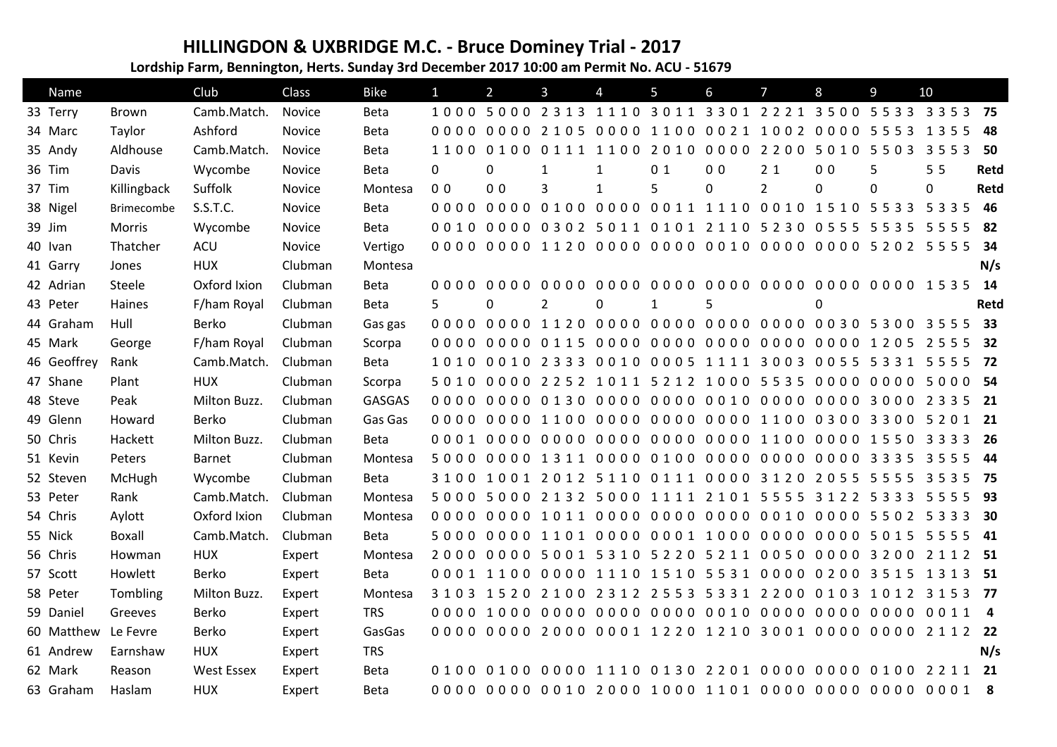## HILLINGDON & UXBRIDGE M.C. - Bruce Dominey Trial - 2017

**Lordship Farm, Bennington, Herts. Sunday 3rd December 2017 10:00 am Permit No. ACU - 51679**

| | Name | | Club | Class | Bike | 1 | 2 | 3 | 4 | 5 | 6 | 7 | 8 | 9 | 10 | |
|---|---|---|---|---|---|---|---|---|---|---|---|---|---|---|---|---|
| 33 | Terry | Brown | Camb.Match. | Novice | Beta | 1 0 0 0 | 5 0 0 0 | 2 3 1 3 | 1 1 1 0 | 3 0 1 1 | 3 3 0 1 | 2 2 2 1 | 3 5 0 0 | 5 5 3 3 | 3 3 5 3 | **75** |
| 34 | Marc | Taylor | Ashford | Novice | Beta | 0 0 0 0 | 0 0 0 0 | 2 1 0 5 | 0 0 0 0 | 1 1 0 0 | 0 0 2 1 | 1 0 0 2 | 0 0 0 0 | 5 5 5 3 | 1 3 5 5 | **48** |
| 35 | Andy | Aldhouse | Camb.Match. | Novice | Beta | 1 1 0 0 | 0 1 0 0 | 0 1 1 1 | 1 1 0 0 | 2 0 1 0 | 0 0 0 0 | 2 2 0 0 | 5 0 1 0 | 5 5 0 3 | 3 5 5 3 | **50** |
| 36 | Tim | Davis | Wycombe | Novice | Beta | 0 | 0 | 1 | 1 | 0 1 | 0 0 | 2 1 | 0 0 | 5 | 5 5 | **Retd** |
| 37 | Tim | Killingback | Suffolk | Novice | Montesa | 0 0 | 0 0 | 3 | 1 | 5 | 0 | 2 | 0 | 0 | 0 | **Retd** |
| 38 | Nigel | Brimecombe | S.S.T.C. | Novice | Beta | 0 0 0 0 | 0 0 0 0 | 0 1 0 0 | 0 0 0 0 | 0 0 1 1 | 1 1 1 0 | 0 0 1 0 | 1 5 1 0 | 5 5 3 3 | 5 3 3 5 | **46** |
| 39 | Jim | Morris | Wycombe | Novice | Beta | 0 0 1 0 | 0 0 0 0 | 0 3 0 2 | 5 0 1 1 | 0 1 0 1 | 2 1 1 0 | 5 2 3 0 | 0 5 5 5 | 5 5 3 5 | 5 5 5 5 | **82** |
| 40 | Ivan | Thatcher | ACU | Novice | Vertigo | 0 0 0 0 | 0 0 0 0 | 1 1 2 0 | 0 0 0 0 | 0 0 0 0 | 0 0 1 0 | 0 0 0 0 | 0 0 0 0 | 5 2 0 2 | 5 5 5 5 | **34** |
| 41 | Garry | Jones | HUX | Clubman | Montesa | | | | | | | | | | | **N/s** |
| 42 | Adrian | Steele | Oxford Ixion | Clubman | Beta | 0 0 0 0 | 0 0 0 0 | 0 0 0 0 | 0 0 0 0 | 0 0 0 0 | 0 0 0 0 | 0 0 0 0 | 0 0 0 0 | 0 0 0 0 | 1 5 3 5 | **14** |
| 43 | Peter | Haines | F/ham Royal | Clubman | Beta | 5 | 0 | 2 | 0 | 1 | 5 | | 0 | | | **Retd** |
| 44 | Graham | Hull | Berko | Clubman | Gas gas | 0 0 0 0 | 0 0 0 0 | 1 1 2 0 | 0 0 0 0 | 0 0 0 0 | 0 0 0 0 | 0 0 0 0 | 0 0 3 0 | 5 3 0 0 | 3 5 5 5 | **33** |
| 45 | Mark | George | F/ham Royal | Clubman | Scorpa | 0 0 0 0 | 0 0 0 0 | 0 1 1 5 | 0 0 0 0 | 0 0 0 0 | 0 0 0 0 | 0 0 0 0 | 0 0 0 0 | 1 2 0 5 | 2 5 5 5 | **32** |
| 46 | Geoffrey | Rank | Camb.Match. | Clubman | Beta | 1 0 1 0 | 0 0 1 0 | 2 3 3 3 | 0 0 1 0 | 0 0 0 5 | 1 1 1 1 | 3 0 0 3 | 0 0 5 5 | 5 3 3 1 | 5 5 5 5 | **72** |
| 47 | Shane | Plant | HUX | Clubman | Scorpa | 5 0 1 0 | 0 0 0 0 | 2 2 5 2 | 1 0 1 1 | 5 2 1 2 | 1 0 0 0 | 5 5 3 5 | 0 0 0 0 | 0 0 0 0 | 5 0 0 0 | **54** |
| 48 | Steve | Peak | Milton Buzz. | Clubman | GASGAS | 0 0 0 0 | 0 0 0 0 | 0 1 3 0 | 0 0 0 0 | 0 0 0 0 | 0 0 1 0 | 0 0 0 0 | 0 0 0 0 | 3 0 0 0 | 2 3 3 5 | **21** |
| 49 | Glenn | Howard | Berko | Clubman | Gas Gas | 0 0 0 0 | 0 0 0 0 | 1 1 0 0 | 0 0 0 0 | 0 0 0 0 | 0 0 0 0 | 1 1 0 0 | 0 3 0 0 | 3 3 0 0 | 5 2 0 1 | **21** |
| 50 | Chris | Hackett | Milton Buzz. | Clubman | Beta | 0 0 0 1 | 0 0 0 0 | 0 0 0 0 | 0 0 0 0 | 0 0 0 0 | 0 0 0 0 | 1 1 0 0 | 0 0 0 0 | 1 5 5 0 | 3 3 3 3 | **26** |
| 51 | Kevin | Peters | Barnet | Clubman | Montesa | 5 0 0 0 | 0 0 0 0 | 1 3 1 1 | 0 0 0 0 | 0 1 0 0 | 0 0 0 0 | 0 0 0 0 | 0 0 0 0 | 3 3 3 5 | 3 5 5 5 | **44** |
| 52 | Steven | McHugh | Wycombe | Clubman | Beta | 3 1 0 0 | 1 0 0 1 | 2 0 1 2 | 5 1 1 0 | 0 1 1 1 | 0 0 0 0 | 3 1 2 0 | 2 0 5 5 | 5 5 5 5 | 3 5 3 5 | **75** |
| 53 | Peter | Rank | Camb.Match. | Clubman | Montesa | 5 0 0 0 | 5 0 0 0 | 2 1 3 2 | 5 0 0 0 | 1 1 1 1 | 2 1 0 1 | 5 5 5 5 | 3 1 2 2 | 5 3 3 3 | 5 5 5 5 | **93** |
| 54 | Chris | Aylott | Oxford Ixion | Clubman | Montesa | 0 0 0 0 | 0 0 0 0 | 1 0 1 1 | 0 0 0 0 | 0 0 0 0 | 0 0 0 0 | 0 0 1 0 | 0 0 0 0 | 5 5 0 2 | 5 3 3 3 | **30** |
| 55 | Nick | Boxall | Camb.Match. | Clubman | Beta | 5 0 0 0 | 0 0 0 0 | 1 1 0 1 | 0 0 0 0 | 0 0 0 1 | 1 0 0 0 | 0 0 0 0 | 0 0 0 0 | 5 0 1 5 | 5 5 5 5 | **41** |
| 56 | Chris | Howman | HUX | Expert | Montesa | 2 0 0 0 | 0 0 0 0 | 5 0 0 1 | 5 3 1 0 | 5 2 2 0 | 5 2 1 1 | 0 0 5 0 | 0 0 0 0 | 3 2 0 0 | 2 1 1 2 | **51** |
| 57 | Scott | Howlett | Berko | Expert | Beta | 0 0 0 1 | 1 1 0 0 | 0 0 0 0 | 1 1 1 0 | 1 5 1 0 | 5 5 3 1 | 0 0 0 0 | 0 2 0 0 | 3 5 1 5 | 1 3 1 3 | **51** |
| 58 | Peter | Tombling | Milton Buzz. | Expert | Montesa | 3 1 0 3 | 1 5 2 0 | 2 1 0 0 | 2 3 1 2 | 2 5 5 3 | 5 3 3 1 | 2 2 0 0 | 0 1 0 3 | 1 0 1 2 | 3 1 5 3 | **77** |
| 59 | Daniel | Greeves | Berko | Expert | TRS | 0 0 0 0 | 1 0 0 0 | 0 0 0 0 | 0 0 0 0 | 0 0 0 0 | 0 0 1 0 | 0 0 0 0 | 0 0 0 0 | 0 0 0 0 | 0 0 1 1 | **4** |
| 60 | Matthew | Le Fevre | Berko | Expert | GasGas | 0 0 0 0 | 0 0 0 0 | 2 0 0 0 | 0 0 0 1 | 1 2 2 0 | 1 2 1 0 | 3 0 0 1 | 0 0 0 0 | 0 0 0 0 | 2 1 1 2 | **22** |
| 61 | Andrew | Earnshaw | HUX | Expert | TRS | | | | | | | | | | | **N/s** |
| 62 | Mark | Reason | West Essex | Expert | Beta | 0 1 0 0 | 0 1 0 0 | 0 0 0 0 | 1 1 1 0 | 0 1 3 0 | 2 2 0 1 | 0 0 0 0 | 0 0 0 0 | 0 1 0 0 | 2 2 1 1 | **21** |
| 63 | Graham | Haslam | HUX | Expert | Beta | 0 0 0 0 | 0 0 0 0 | 0 0 1 0 | 2 0 0 0 | 1 0 0 0 | 1 1 0 1 | 0 0 0 0 | 0 0 0 0 | 0 0 0 0 | 0 0 0 1 | **8** |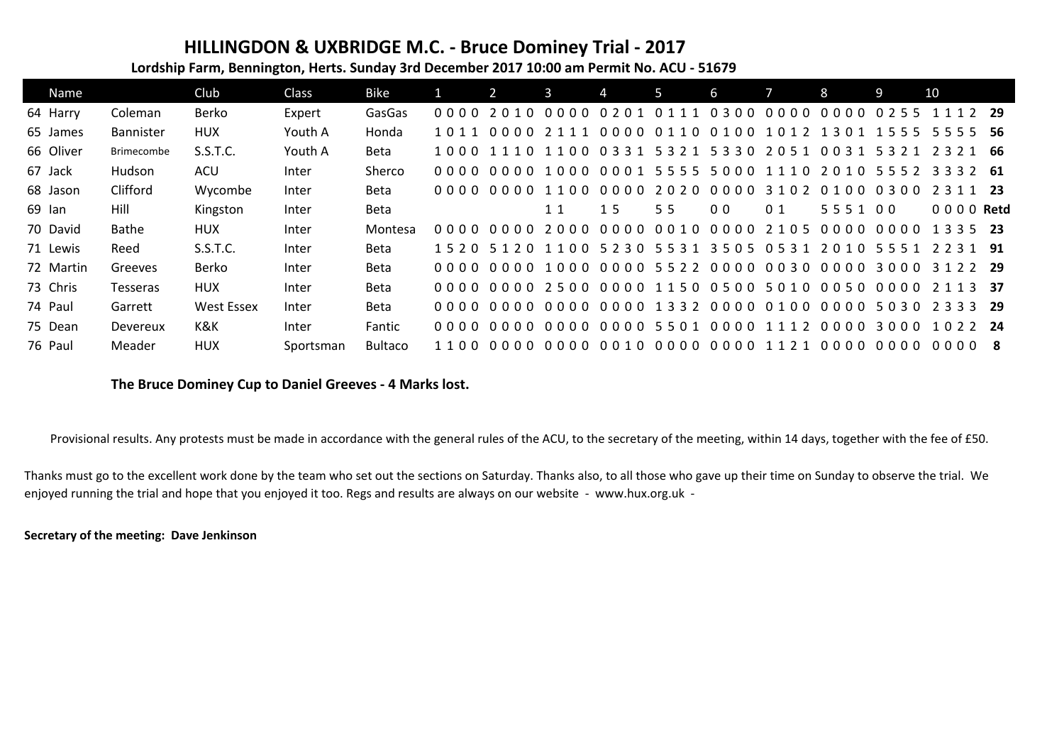## HILLINGDON & UXBRIDGE M.C. - Bruce Dominey Trial - 2017

**Lordship Farm, Bennington, Herts. Sunday 3rd December 2017 10:00 am Permit No. ACU - 51679**

| Name | | Club | Class | Bike | 1 | 2 | 3 | 4 | 5 | 6 | 7 | 8 | 9 | 10 | |
|---|---|---|---|---|---|---|---|---|---|---|---|---|---|---|---|
| 64 Harry | Coleman | Berko | Expert | GasGas | 0 0 0 0 | 2 0 1 0 | 0 0 0 0 | 0 2 0 1 | 0 1 1 1 | 0 3 0 0 | 0 0 0 0 | 0 0 0 0 | 0 2 5 5 | 1 1 1 2 | **29** |
| 65 James | Bannister | HUX | Youth A | Honda | 1 0 1 1 | 0 0 0 0 | 2 1 1 1 | 0 0 0 0 | 0 1 1 0 | 0 1 0 0 | 1 0 1 2 | 1 3 0 1 | 1 5 5 5 | 5 5 5 5 | **56** |
| 66 Oliver | Brimecombe | S.S.T.C. | Youth A | Beta | 1 0 0 0 | 1 1 1 0 | 1 1 0 0 | 0 3 3 1 | 5 3 2 1 | 5 3 3 0 | 2 0 5 1 | 0 0 3 1 | 5 3 2 1 | 2 3 2 1 | **66** |
| 67 Jack | Hudson | ACU | Inter | Sherco | 0 0 0 0 | 0 0 0 0 | 1 0 0 0 | 0 0 0 1 | 5 5 5 5 | 5 0 0 0 | 1 1 1 0 | 2 0 1 0 | 5 5 5 2 | 3 3 3 2 | **61** |
| 68 Jason | Clifford | Wycombe | Inter | Beta | 0 0 0 0 | 0 0 0 0 | 1 1 0 0 | 0 0 0 0 | 2 0 2 0 | 0 0 0 0 | 3 1 0 2 | 0 1 0 0 | 0 3 0 0 | 2 3 1 1 | **23** |
| 69 Ian | Hill | Kingston | Inter | Beta | | | 1 1 | 1 5 | 5 5 | 0 0 | 0 1 | 5 5 5 1 | 0 0 | 0 0 0 0 | **Retd** |
| 70 David | Bathe | HUX | Inter | Montesa | 0 0 0 0 | 0 0 0 0 | 2 0 0 0 | 0 0 0 0 | 0 0 1 0 | 0 0 0 0 | 2 1 0 5 | 0 0 0 0 | 0 0 0 0 | 1 3 3 5 | **23** |
| 71 Lewis | Reed | S.S.T.C. | Inter | Beta | 1 5 2 0 | 5 1 2 0 | 1 1 0 0 | 5 2 3 0 | 5 5 3 1 | 3 5 0 5 | 0 5 3 1 | 2 0 1 0 | 5 5 5 1 | 2 2 3 1 | **91** |
| 72 Martin | Greeves | Berko | Inter | Beta | 0 0 0 0 | 0 0 0 0 | 1 0 0 0 | 0 0 0 0 | 5 5 2 2 | 0 0 0 0 | 0 0 3 0 | 0 0 0 0 | 3 0 0 0 | 3 1 2 2 | **29** |
| 73 Chris | Tesseras | HUX | Inter | Beta | 0 0 0 0 | 0 0 0 0 | 2 5 0 0 | 0 0 0 0 | 1 1 5 0 | 0 5 0 0 | 5 0 1 0 | 0 0 5 0 | 0 0 0 0 | 2 1 1 3 | **37** |
| 74 Paul | Garrett | West Essex | Inter | Beta | 0 0 0 0 | 0 0 0 0 | 0 0 0 0 | 0 0 0 0 | 1 3 3 2 | 0 0 0 0 | 0 1 0 0 | 0 0 0 0 | 5 0 3 0 | 2 3 3 3 | **29** |
| 75 Dean | Devereux | K&K | Inter | Fantic | 0 0 0 0 | 0 0 0 0 | 0 0 0 0 | 0 0 0 0 | 5 5 0 1 | 0 0 0 0 | 1 1 1 2 | 0 0 0 0 | 3 0 0 0 | 1 0 2 2 | **24** |
| 76 Paul | Meader | HUX | Sportsman | Bultaco | 1 1 0 0 | 0 0 0 0 | 0 0 0 0 | 0 0 1 0 | 0 0 0 0 | 0 0 0 0 | 1 1 2 1 | 0 0 0 0 | 0 0 0 0 | 0 0 0 0 | **8** |

**The Bruce Dominey Cup to Daniel Greeves - 4 Marks lost.**

Provisional results. Any protests must be made in accordance with the general rules of the ACU, to the secretary of the meeting, within 14 days, together with the fee of £50.

Thanks must go to the excellent work done by the team who set out the sections on Saturday. Thanks also, to all those who gave up their time on Sunday to observe the trial. We enjoyed running the trial and hope that you enjoyed it too. Regs and results are always on our website - www.hux.org.uk -

**Secretary of the meeting: Dave Jenkinson**